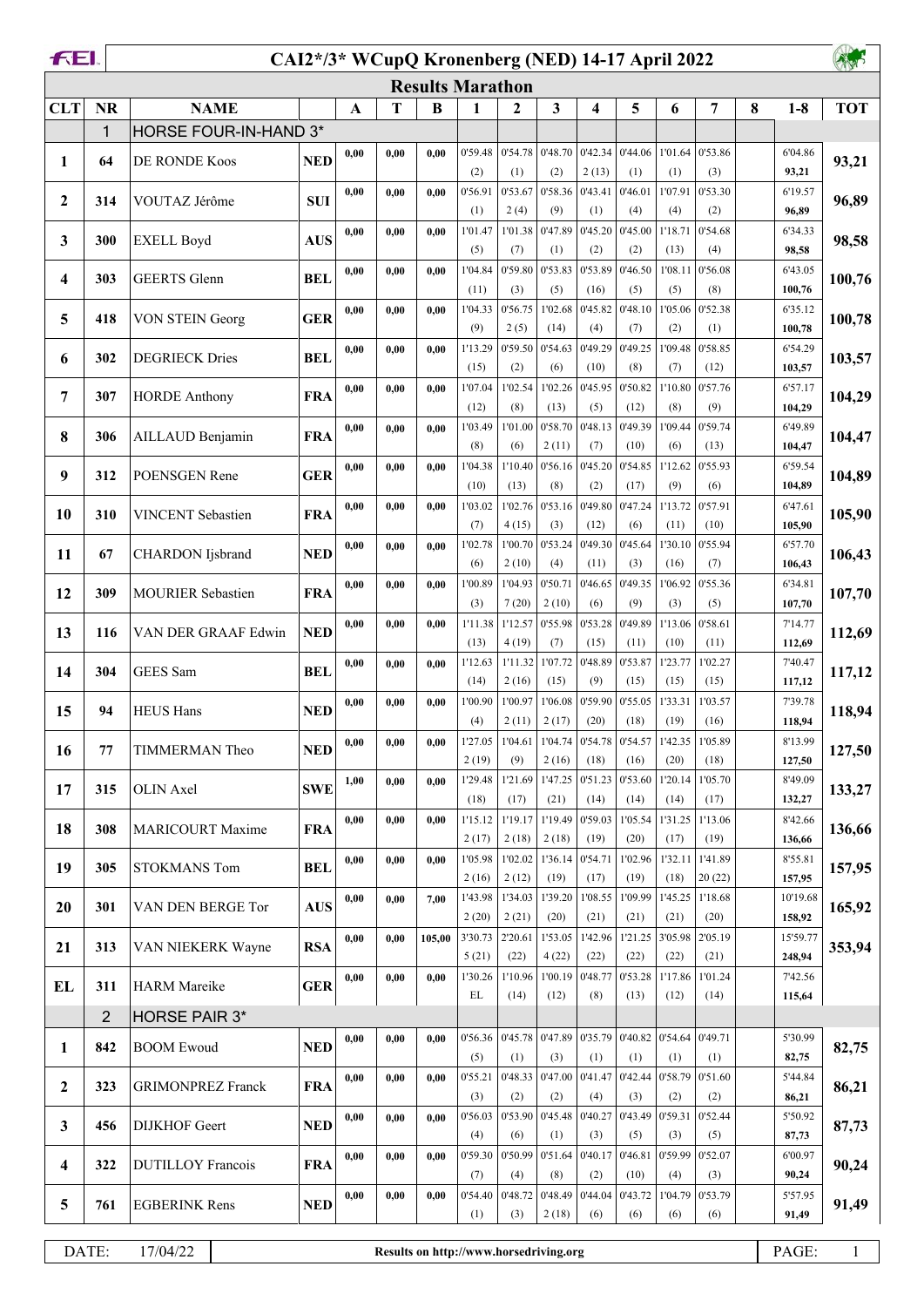# CAI2*/3* WCupQ Kronenberg (NED) 14-17 April 2022

## Results Marathon

| CLT | NR | NAME | | A | T | B | 1 | 2 | 3 | 4 | 5 | 6 | 7 | 8 | 1-8 | TOT |
|---|---|---|---|---|---|---|---|---|---|---|---|---|---|---|---|---|
| | 1 | HORSE FOUR-IN-HAND 3* | | | | | | | | | | | | | | |
| 1 | 64 | DE RONDE Koos | NED | 0,00 | 0,00 | 0,00 | 0'59.48 (2) | 0'54.78 (1) | 0'48.70 (2) | 0'42.34 2 (13) | 0'44.06 (1) | 1'01.64 (1) | 0'53.86 (3) | | 6'04.86 93,21 | 93,21 |
| 2 | 314 | VOUTAZ Jérôme | SUI | 0,00 | 0,00 | 0,00 | 0'56.91 (1) | 0'53.67 2 (4) | 0'58.36 (9) | 0'43.41 (1) | 0'46.01 (4) | 1'07.91 (4) | 0'53.30 (2) | | 6'19.57 96,89 | 96,89 |
| 3 | 300 | EXELL Boyd | AUS | 0,00 | 0,00 | 0,00 | 1'01.47 (5) | 1'01.38 (7) | 0'47.89 (1) | 0'45.20 (2) | 0'45.00 (2) | 1'18.71 (13) | 0'54.68 (4) | | 6'34.33 98,58 | 98,58 |
| 4 | 303 | GEERTS Glenn | BEL | 0,00 | 0,00 | 0,00 | 1'04.84 (11) | 0'59.80 (3) | 0'53.83 (5) | 0'53.89 (16) | 0'46.50 (5) | 1'08.11 (5) | 0'56.08 (8) | | 6'43.05 100,76 | 100,76 |
| 5 | 418 | VON STEIN Georg | GER | 0,00 | 0,00 | 0,00 | 1'04.33 (9) | 0'56.75 2 (5) | 1'02.68 (14) | 0'45.82 (4) | 0'48.10 (7) | 1'05.06 (2) | 0'52.38 (1) | | 6'35.12 100,78 | 100,78 |
| 6 | 302 | DEGRIECK Dries | BEL | 0,00 | 0,00 | 0,00 | 1'13.29 (15) | 0'59.50 (2) | 0'54.63 (6) | 0'49.29 (10) | 0'49.25 (8) | 1'09.48 (7) | 0'58.85 (12) | | 6'54.29 103,57 | 103,57 |
| 7 | 307 | HORDE Anthony | FRA | 0,00 | 0,00 | 0,00 | 1'07.04 (12) | 1'02.54 (8) | 1'02.26 (13) | 0'45.95 (5) | 0'50.82 (12) | 1'10.80 (8) | 0'57.76 (9) | | 6'57.17 104,29 | 104,29 |
| 8 | 306 | AILLAUD Benjamin | FRA | 0,00 | 0,00 | 0,00 | 1'03.49 (8) | 1'01.00 (6) | 0'58.70 2 (11) | 0'48.13 (7) | 0'49.39 (10) | 1'09.44 (6) | 0'59.74 (13) | | 6'49.89 104,47 | 104,47 |
| 9 | 312 | POENSGEN Rene | GER | 0,00 | 0,00 | 0,00 | 1'04.38 (10) | 1'10.40 (13) | 0'56.16 (8) | 0'45.20 (2) | 0'54.85 (17) | 1'12.62 (9) | 0'55.93 (6) | | 6'59.54 104,89 | 104,89 |
| 10 | 310 | VINCENT Sebastien | FRA | 0,00 | 0,00 | 0,00 | 1'03.02 (7) | 1'02.76 4 (15) | 0'53.16 (3) | 0'49.80 (12) | 0'47.24 (6) | 1'13.72 (11) | 0'57.91 (10) | | 6'47.61 105,90 | 105,90 |
| 11 | 67 | CHARDON Ijsbrand | NED | 0,00 | 0,00 | 0,00 | 1'02.78 (6) | 1'00.70 2 (10) | 0'53.24 (4) | 0'49.30 (11) | 0'45.64 (3) | 1'30.10 (16) | 0'55.94 (7) | | 6'57.70 106,43 | 106,43 |
| 12 | 309 | MOURIER Sebastien | FRA | 0,00 | 0,00 | 0,00 | 1'00.89 (3) | 1'04.93 7 (20) | 0'50.71 2 (10) | 0'46.65 (6) | 0'49.35 (9) | 1'06.92 (3) | 0'55.36 (5) | | 6'34.81 107,70 | 107,70 |
| 13 | 116 | VAN DER GRAAF Edwin | NED | 0,00 | 0,00 | 0,00 | 1'11.38 (13) | 1'12.57 4 (19) | 0'55.98 (7) | 0'53.28 (15) | 0'49.89 (11) | 1'13.06 (10) | 0'58.61 (11) | | 7'14.77 112,69 | 112,69 |
| 14 | 304 | GEES Sam | BEL | 0,00 | 0,00 | 0,00 | 1'12.63 (14) | 1'11.32 2 (16) | 1'07.72 (15) | 0'48.89 (9) | 0'53.87 (15) | 1'23.77 (15) | 1'02.27 (15) | | 7'40.47 117,12 | 117,12 |
| 15 | 94 | HEUS Hans | NED | 0,00 | 0,00 | 0,00 | 1'00.90 (4) | 1'00.97 2 (11) | 1'06.08 2 (17) | 0'59.90 (20) | 0'55.05 (18) | 1'33.31 (19) | 1'03.57 (16) | | 7'39.78 118,94 | 118,94 |
| 16 | 77 | TIMMERMAN Theo | NED | 0,00 | 0,00 | 0,00 | 1'27.05 2 (19) | 1'04.61 (9) | 1'04.74 2 (16) | 0'54.78 (18) | 0'54.57 (16) | 1'42.35 (20) | 1'05.89 (18) | | 8'13.99 127,50 | 127,50 |
| 17 | 315 | OLIN Axel | SWE | 1,00 | 0,00 | 0,00 | 1'29.48 (18) | 1'21.69 (17) | 1'47.25 (21) | 0'51.23 (14) | 0'53.60 (14) | 1'20.14 (14) | 1'05.70 (17) | | 8'49.09 132,27 | 133,27 |
| 18 | 308 | MARICOURT Maxime | FRA | 0,00 | 0,00 | 0,00 | 1'15.12 2 (17) | 1'19.17 2 (18) | 1'19.49 2 (18) | 0'59.03 (19) | 1'05.54 (20) | 1'31.25 (17) | 1'13.06 (19) | | 8'42.66 136,66 | 136,66 |
| 19 | 305 | STOKMANS Tom | BEL | 0,00 | 0,00 | 0,00 | 1'05.98 2 (16) | 1'02.02 2 (12) | 1'36.14 (19) | 0'54.71 (17) | 1'02.96 (19) | 1'32.11 (18) | 1'41.89 20 (22) | | 8'55.81 157,95 | 157,95 |
| 20 | 301 | VAN DEN BERGE Tor | AUS | 0,00 | 0,00 | 7,00 | 1'43.98 2 (20) | 1'34.03 2 (21) | 1'39.20 (20) | 1'08.55 (21) | 1'09.99 (21) | 1'45.25 (21) | 1'18.68 (20) | | 10'19.68 158,92 | 165,92 |
| 21 | 313 | VAN NIEKERK Wayne | RSA | 0,00 | 0,00 | 105,00 | 3'30.73 5 (21) | 2'20.61 (22) | 1'53.05 4 (22) | 1'42.96 (22) | 1'21.25 (22) | 3'05.98 (22) | 2'05.19 (21) | | 15'59.77 248,94 | 353,94 |
| EL | 311 | HARM Mareike | GER | 0,00 | 0,00 | 0,00 | 1'30.26 EL | 1'10.96 (14) | 1'00.19 (12) | 0'48.77 (8) | 0'53.28 (13) | 1'17.86 (12) | 1'01.24 (14) | | 7'42.56 115,64 | |
| | 2 | HORSE PAIR 3* | | | | | | | | | | | | | | |
| 1 | 842 | BOOM Ewoud | NED | 0,00 | 0,00 | 0,00 | 0'56.36 (5) | 0'45.78 (1) | 0'47.89 (3) | 0'35.79 (1) | 0'40.82 (1) | 0'54.64 (1) | 0'49.71 (1) | | 5'30.99 82,75 | 82,75 |
| 2 | 323 | GRIMONPREZ Franck | FRA | 0,00 | 0,00 | 0,00 | 0'55.21 (3) | 0'48.33 (2) | 0'47.00 (2) | 0'41.47 (4) | 0'42.44 (3) | 0'58.79 (2) | 0'51.60 (2) | | 5'44.84 86,21 | 86,21 |
| 3 | 456 | DIJKHOF Geert | NED | 0,00 | 0,00 | 0,00 | 0'56.03 (4) | 0'53.90 (6) | 0'45.48 (1) | 0'40.27 (3) | 0'43.49 (5) | 0'59.31 (3) | 0'52.44 (5) | | 5'50.92 87,73 | 87,73 |
| 4 | 322 | DUTILLOY Francois | FRA | 0,00 | 0,00 | 0,00 | 0'59.30 (7) | 0'50.99 (4) | 0'51.64 (8) | 0'40.17 (2) | 0'46.81 (10) | 0'59.99 (4) | 0'52.07 (3) | | 6'00.97 90,24 | 90,24 |
| 5 | 761 | EGBERINK Rens | NED | 0,00 | 0,00 | 0,00 | 0'54.40 (1) | 0'48.72 (3) | 0'48.49 2 (18) | 0'44.04 (6) | 0'43.72 (6) | 1'04.79 (6) | 0'53.79 (6) | | 5'57.95 91,49 | 91,49 |

DATE: 17/04/22 — Results on http://www.horsedriving.org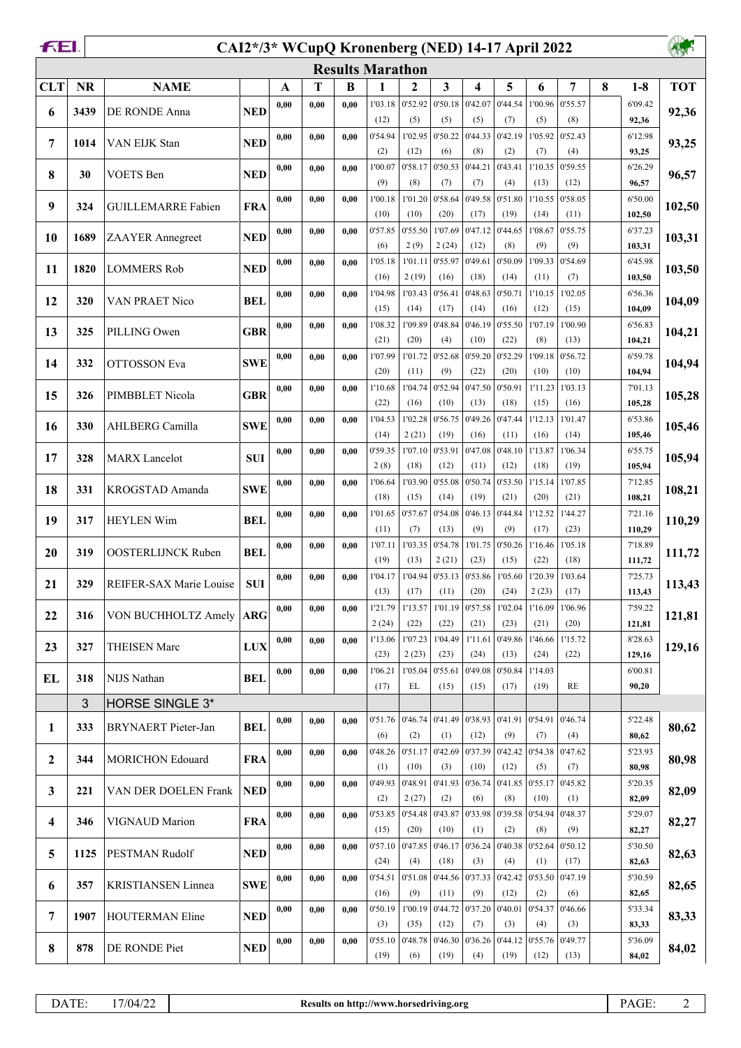# CAI2*/3* WCupQ Kronenberg (NED) 14-17 April 2022

## Results Marathon

| CLT | NR | NAME | | A | T | B | 1 | 2 | 3 | 4 | 5 | 6 | 7 | 8 | 1-8 | TOT |
|---|---|---|---|---|---|---|---|---|---|---|---|---|---|---|---|---|
| 6 | 3439 | DE RONDE Anna | NED | 0,00 | 0,00 | 0,00 | 1'03.18 (12) | 0'52.92 (5) | 0'50.18 (5) | 0'42.07 (5) | 0'44.54 (7) | 1'00.96 (5) | 0'55.57 (8) | | 6'09.42 92,36 | 92,36 |
| 7 | 1014 | VAN EIJK Stan | NED | 0,00 | 0,00 | 0,00 | 0'54.94 (2) | 1'02.95 (12) | 0'50.22 (6) | 0'44.33 (8) | 0'42.19 (2) | 1'05.92 (7) | 0'52.43 (4) | | 6'12.98 93,25 | 93,25 |
| 8 | 30 | VOETS Ben | NED | 0,00 | 0,00 | 0,00 | 1'00.07 (9) | 0'58.17 (8) | 0'50.53 (7) | 0'44.21 (7) | 0'43.41 (4) | 1'10.35 (13) | 0'59.55 (12) | | 6'26.29 96,57 | 96,57 |
| 9 | 324 | GUILLEMARRE Fabien | FRA | 0,00 | 0,00 | 0,00 | 1'00.18 (10) | 1'01.20 (10) | 0'58.64 (20) | 0'49.58 (17) | 0'51.80 (19) | 1'10.55 (14) | 0'58.05 (11) | | 6'50.00 102,50 | 102,50 |
| 10 | 1689 | ZAAYER Annegreet | NED | 0,00 | 0,00 | 0,00 | 0'57.85 (6) | 0'55.50 2 (9) | 1'07.69 2 (24) | 0'47.12 (12) | 0'44.65 (8) | 1'08.67 (9) | 0'55.75 (9) | | 6'37.23 103,31 | 103,31 |
| 11 | 1820 | LOMMERS Rob | NED | 0,00 | 0,00 | 0,00 | 1'05.18 (16) | 1'01.11 2 (19) | 0'55.97 (16) | 0'49.61 (18) | 0'50.09 (14) | 1'09.33 (11) | 0'54.69 (7) | | 6'45.98 103,50 | 103,50 |
| 12 | 320 | VAN PRAET Nico | BEL | 0,00 | 0,00 | 0,00 | 1'04.98 (15) | 1'03.43 (14) | 0'56.41 (17) | 0'48.63 (14) | 0'50.71 (16) | 1'10.15 (12) | 1'02.05 (15) | | 6'56.36 104,09 | 104,09 |
| 13 | 325 | PILLING Owen | GBR | 0,00 | 0,00 | 0,00 | 1'08.32 (21) | 1'09.89 (20) | 0'48.84 (4) | 0'46.19 (10) | 0'55.50 (22) | 1'07.19 (8) | 1'00.90 (13) | | 6'56.83 104,21 | 104,21 |
| 14 | 332 | OTTOSSON Eva | SWE | 0,00 | 0,00 | 0,00 | 1'07.99 (20) | 1'01.72 (11) | 0'52.68 (9) | 0'59.20 (22) | 0'52.29 (20) | 1'09.18 (10) | 0'56.72 (10) | | 6'59.78 104,94 | 104,94 |
| 15 | 326 | PIMBBLET Nicola | GBR | 0,00 | 0,00 | 0,00 | 1'10.68 (22) | 1'04.74 (16) | 0'52.94 (10) | 0'47.50 (13) | 0'50.91 (18) | 1'11.23 (15) | 1'03.13 (16) | | 7'01.13 105,28 | 105,28 |
| 16 | 330 | AHLBERG Camilla | SWE | 0,00 | 0,00 | 0,00 | 1'04.53 (14) | 1'02.28 2 (21) | 0'56.75 (19) | 0'49.26 (16) | 0'47.44 (11) | 1'12.13 (16) | 1'01.47 (14) | | 6'53.86 105,46 | 105,46 |
| 17 | 328 | MARX Lancelot | SUI | 0,00 | 0,00 | 0,00 | 0'59.35 2 (8) | 1'07.10 (18) | 0'53.91 (12) | 0'47.08 (11) | 0'48.10 (12) | 1'13.87 (18) | 1'06.34 (19) | | 6'55.75 105,94 | 105,94 |
| 18 | 331 | KROGSTAD Amanda | SWE | 0,00 | 0,00 | 0,00 | 1'06.64 (18) | 1'03.90 (15) | 0'55.08 (14) | 0'50.74 (19) | 0'53.50 (21) | 1'15.14 (20) | 1'07.85 (21) | | 7'12.85 108,21 | 108,21 |
| 19 | 317 | HEYLEN Wim | BEL | 0,00 | 0,00 | 0,00 | 1'01.65 (11) | 0'57.67 (7) | 0'54.08 (13) | 0'46.13 (9) | 0'44.84 (9) | 1'12.52 (17) | 1'44.27 (23) | | 7'21.16 110,29 | 110,29 |
| 20 | 319 | OOSTERLIJNCK Ruben | BEL | 0,00 | 0,00 | 0,00 | 1'07.11 (19) | 1'03.35 (13) | 0'54.78 2 (21) | 1'01.75 (23) | 0'50.26 (15) | 1'16.46 (22) | 1'05.18 (18) | | 7'18.89 111,72 | 111,72 |
| 21 | 329 | REIFER-SAX Marie Louise | SUI | 0,00 | 0,00 | 0,00 | 1'04.17 (13) | 1'04.94 (17) | 0'53.13 (11) | 0'53.86 (20) | 1'05.60 (24) | 1'20.39 2 (23) | 1'03.64 (17) | | 7'25.73 113,43 | 113,43 |
| 22 | 316 | VON BUCHHOLTZ Amely | ARG | 0,00 | 0,00 | 0,00 | 1'21.79 2 (24) | 1'13.57 (22) | 1'01.19 (22) | 0'57.58 (21) | 1'02.04 (23) | 1'16.09 (21) | 1'06.96 (20) | | 7'59.22 121,81 | 121,81 |
| 23 | 327 | THEISEN Marc | LUX | 0,00 | 0,00 | 0,00 | 1'13.06 (23) | 1'07.23 2 (23) | 1'04.49 (23) | 1'11.61 (24) | 0'49.86 (13) | 1'46.66 (24) | 1'15.72 (22) | | 8'28.63 129,16 | 129,16 |
| EL | 318 | NIJS Nathan | BEL | 0,00 | 0,00 | 0,00 | 1'06.21 (17) | 1'05.04 EL | 0'55.61 (15) | 0'49.08 (15) | 0'50.84 (17) | 1'14.03 (19) | RE | | 6'00.81 90,20 | |
| 3 | HORSE SINGLE 3* | | | | | | | | | | | | | | | |
| 1 | 333 | BRYNAERT Pieter-Jan | BEL | 0,00 | 0,00 | 0,00 | 0'51.76 (6) | 0'46.74 (2) | 0'41.49 (1) | 0'38.93 (12) | 0'41.91 (9) | 0'54.91 (7) | 0'46.74 (4) | | 5'22.48 80,62 | 80,62 |
| 2 | 344 | MORICHON Edouard | FRA | 0,00 | 0,00 | 0,00 | 0'48.26 (1) | 0'51.17 (10) | 0'42.69 (3) | 0'37.39 (10) | 0'42.42 (12) | 0'54.38 (5) | 0'47.62 (7) | | 5'23.93 80,98 | 80,98 |
| 3 | 221 | VAN DER DOELEN Frank | NED | 0,00 | 0,00 | 0,00 | 0'49.93 (2) | 0'48.91 2 (27) | 0'41.93 (2) | 0'36.74 (6) | 0'41.85 (8) | 0'55.17 (10) | 0'45.82 (1) | | 5'20.35 82,09 | 82,09 |
| 4 | 346 | VIGNAUD Marion | FRA | 0,00 | 0,00 | 0,00 | 0'53.85 (15) | 0'54.48 (20) | 0'43.87 (10) | 0'33.98 (1) | 0'39.58 (2) | 0'54.94 (8) | 0'48.37 (9) | | 5'29.07 82,27 | 82,27 |
| 5 | 1125 | PESTMAN Rudolf | NED | 0,00 | 0,00 | 0,00 | 0'57.10 (24) | 0'47.85 (4) | 0'46.17 (18) | 0'36.24 (3) | 0'40.38 (4) | 0'52.64 (1) | 0'50.12 (17) | | 5'30.50 82,63 | 82,63 |
| 6 | 357 | KRISTIANSEN Linnea | SWE | 0,00 | 0,00 | 0,00 | 0'54.51 (16) | 0'51.08 (9) | 0'44.56 (11) | 0'37.33 (9) | 0'42.42 (12) | 0'53.50 (2) | 0'47.19 (6) | | 5'30.59 82,65 | 82,65 |
| 7 | 1907 | HOUTERMAN Eline | NED | 0,00 | 0,00 | 0,00 | 0'50.19 (3) | 1'00.19 (35) | 0'44.72 (12) | 0'37.20 (7) | 0'40.01 (3) | 0'54.37 (4) | 0'46.66 (3) | | 5'33.34 83,33 | 83,33 |
| 8 | 878 | DE RONDE Piet | NED | 0,00 | 0,00 | 0,00 | 0'55.10 (19) | 0'48.78 (6) | 0'46.30 (19) | 0'36.26 (4) | 0'44.12 (19) | 0'55.76 (12) | 0'49.77 (13) | | 5'36.09 84,02 | 84,02 |

DATE: 17/04/22 — Results on http://www.horsedriving.org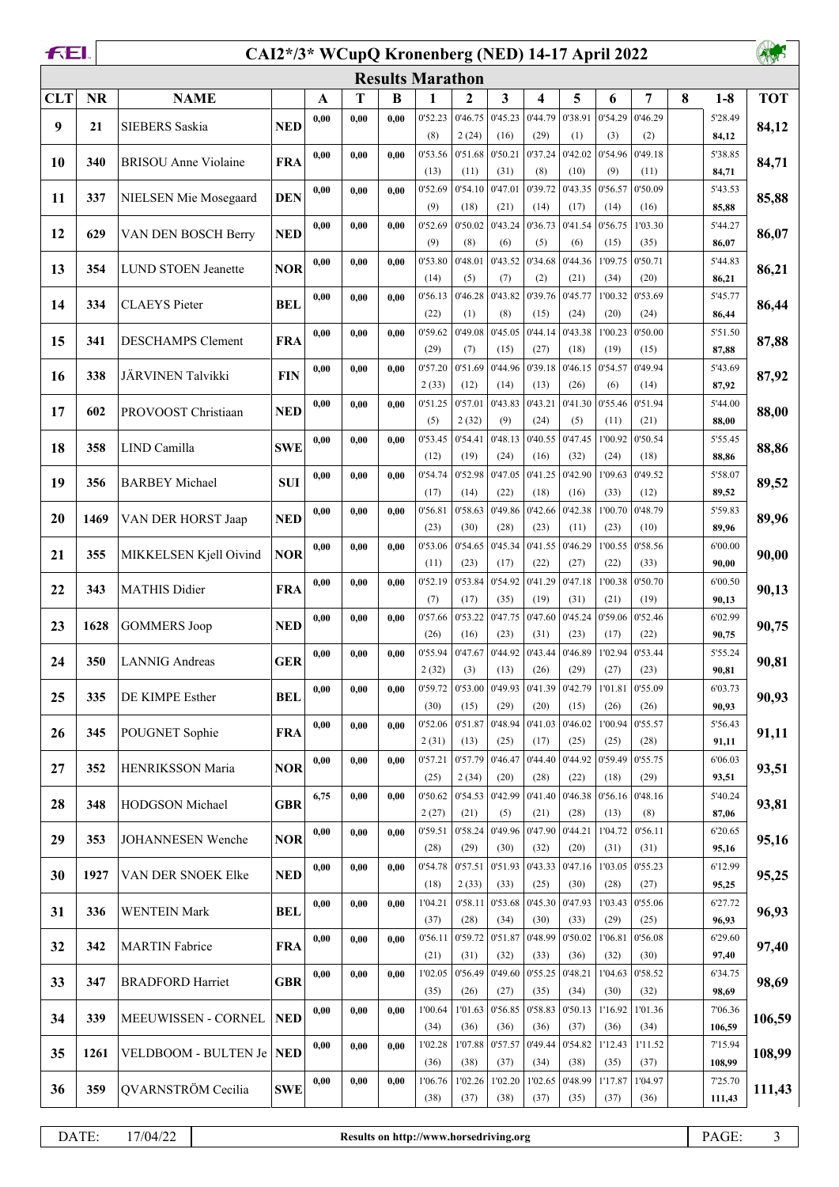# CAI2*/3* WCupQ Kronenberg (NED) 14-17 April 2022

## Results Marathon

| CLT | NR | NAME | | A | T | B | 1 | 2 | 3 | 4 | 5 | 6 | 7 | 8 | 1-8 | TOT |
|---|---|---|---|---|---|---|---|---|---|---|---|---|---|---|---|---|
| 9 | 21 | SIEBERS Saskia | NED | 0,00 | 0,00 | 0,00 | 0'52.23 (8) | 0'46.75 2 (24) | 0'45.23 (16) | 0'44.79 (29) | 0'38.91 (1) | 0'54.29 (3) | 0'46.29 (2) | | 5'28.49 **84,12** | **84,12** |
| 10 | 340 | BRISOU Anne Violaine | FRA | 0,00 | 0,00 | 0,00 | 0'53.56 (13) | 0'51.68 (11) | 0'50.21 (31) | 0'37.24 (8) | 0'42.02 (10) | 0'54.96 (9) | 0'49.18 (11) | | 5'38.85 **84,71** | **84,71** |
| 11 | 337 | NIELSEN Mie Mosegaard | DEN | 0,00 | 0,00 | 0,00 | 0'52.69 (9) | 0'54.10 (18) | 0'47.01 (21) | 0'39.72 (14) | 0'43.35 (17) | 0'56.57 (14) | 0'50.09 (16) | | 5'43.53 **85,88** | **85,88** |
| 12 | 629 | VAN DEN BOSCH Berry | NED | 0,00 | 0,00 | 0,00 | 0'52.69 (9) | 0'50.02 (8) | 0'43.24 (6) | 0'36.73 (5) | 0'41.54 (6) | 0'56.75 (15) | 1'03.30 (35) | | 5'44.27 **86,07** | **86,07** |
| 13 | 354 | LUND STOEN Jeanette | NOR | 0,00 | 0,00 | 0,00 | 0'53.80 (14) | 0'48.01 (5) | 0'43.52 (7) | 0'34.68 (2) | 0'44.36 (21) | 1'09.75 (34) | 0'50.71 (20) | | 5'44.83 **86,21** | **86,21** |
| 14 | 334 | CLAEYS Pieter | BEL | 0,00 | 0,00 | 0,00 | 0'56.13 (22) | 0'46.28 (1) | 0'43.82 (8) | 0'39.76 (15) | 0'45.77 (24) | 1'00.32 (20) | 0'53.69 (24) | | 5'45.77 **86,44** | **86,44** |
| 15 | 341 | DESCHAMPS Clement | FRA | 0,00 | 0,00 | 0,00 | 0'59.62 (29) | 0'49.08 (7) | 0'45.05 (15) | 0'44.14 (27) | 0'43.38 (18) | 1'00.23 (19) | 0'50.00 (15) | | 5'51.50 **87,88** | **87,88** |
| 16 | 338 | JÄRVINEN Talvikki | FIN | 0,00 | 0,00 | 0,00 | 0'57.20 2 (33) | 0'51.69 (12) | 0'44.96 (14) | 0'39.18 (13) | 0'46.15 (26) | 0'54.57 (6) | 0'49.94 (14) | | 5'43.69 **87,92** | **87,92** |
| 17 | 602 | PROVOOST Christiaan | NED | 0,00 | 0,00 | 0,00 | 0'51.25 (5) | 0'57.01 2 (32) | 0'43.83 (9) | 0'43.21 (24) | 0'41.30 (5) | 0'55.46 (11) | 0'51.94 (21) | | 5'44.00 **88,00** | **88,00** |
| 18 | 358 | LIND Camilla | SWE | 0,00 | 0,00 | 0,00 | 0'53.45 (12) | 0'54.41 (19) | 0'48.13 (24) | 0'40.55 (16) | 0'47.45 (32) | 1'00.92 (24) | 0'50.54 (18) | | 5'55.45 **88,86** | **88,86** |
| 19 | 356 | BARBEY Michael | SUI | 0,00 | 0,00 | 0,00 | 0'54.74 (17) | 0'52.98 (14) | 0'47.05 (22) | 0'41.25 (18) | 0'42.90 (16) | 1'09.63 (33) | 0'49.52 (12) | | 5'58.07 **89,52** | **89,52** |
| 20 | 1469 | VAN DER HORST Jaap | NED | 0,00 | 0,00 | 0,00 | 0'56.81 (23) | 0'58.63 (30) | 0'49.86 (28) | 0'42.66 (23) | 0'42.38 (11) | 1'00.70 (23) | 0'48.79 (10) | | 5'59.83 **89,96** | **89,96** |
| 21 | 355 | MIKKELSEN Kjell Oivind | NOR | 0,00 | 0,00 | 0,00 | 0'53.06 (11) | 0'54.65 (23) | 0'45.34 (17) | 0'41.55 (22) | 0'46.29 (27) | 1'00.55 (22) | 0'58.56 (33) | | 6'00.00 **90,00** | **90,00** |
| 22 | 343 | MATHIS Didier | FRA | 0,00 | 0,00 | 0,00 | 0'52.19 (7) | 0'53.84 (17) | 0'54.92 (35) | 0'41.29 (19) | 0'47.18 (31) | 1'00.38 (21) | 0'50.70 (19) | | 6'00.50 **90,13** | **90,13** |
| 23 | 1628 | GOMMERS Joop | NED | 0,00 | 0,00 | 0,00 | 0'57.66 (26) | 0'53.22 (16) | 0'47.75 (23) | 0'47.60 (31) | 0'45.24 (23) | 0'59.06 (17) | 0'52.46 (22) | | 6'02.99 **90,75** | **90,75** |
| 24 | 350 | LANNIG Andreas | GER | 0,00 | 0,00 | 0,00 | 0'55.94 2 (32) | 0'47.67 (3) | 0'44.92 (13) | 0'43.44 (26) | 0'46.89 (29) | 1'02.94 (27) | 0'53.44 (23) | | 5'55.24 **90,81** | **90,81** |
| 25 | 335 | DE KIMPE Esther | BEL | 0,00 | 0,00 | 0,00 | 0'59.72 (30) | 0'53.00 (15) | 0'49.93 (29) | 0'41.39 (20) | 0'42.79 (15) | 1'01.81 (26) | 0'55.09 (26) | | 6'03.73 **90,93** | **90,93** |
| 26 | 345 | POUGNET Sophie | FRA | 0,00 | 0,00 | 0,00 | 0'52.06 2 (31) | 0'51.87 (13) | 0'48.94 (25) | 0'41.03 (17) | 0'46.02 (25) | 1'00.94 (25) | 0'55.57 (28) | | 5'56.43 **91,11** | **91,11** |
| 27 | 352 | HENRIKSSON Maria | NOR | 0,00 | 0,00 | 0,00 | 0'57.21 (25) | 0'57.79 2 (34) | 0'46.47 (20) | 0'44.40 (28) | 0'44.92 (22) | 0'59.49 (18) | 0'55.75 (29) | | 6'06.03 **93,51** | **93,51** |
| 28 | 348 | HODGSON Michael | GBR | 6,75 | 0,00 | 0,00 | 0'50.62 2 (27) | 0'54.53 (21) | 0'42.99 (5) | 0'41.40 (21) | 0'46.38 (28) | 0'56.16 (13) | 0'48.16 (8) | | 5'40.24 **87,06** | **93,81** |
| 29 | 353 | JOHANNESEN Wenche | NOR | 0,00 | 0,00 | 0,00 | 0'59.51 (28) | 0'58.24 (29) | 0'49.96 (30) | 0'47.90 (32) | 0'44.21 (20) | 1'04.72 (31) | 0'56.11 (31) | | 6'20.65 **95,16** | **95,16** |
| 30 | 1927 | VAN DER SNOEK Elke | NED | 0,00 | 0,00 | 0,00 | 0'54.78 (18) | 0'57.51 2 (33) | 0'51.93 (33) | 0'43.33 (25) | 0'47.16 (30) | 1'03.05 (28) | 0'55.23 (27) | | 6'12.99 **95,25** | **95,25** |
| 31 | 336 | WENTEIN Mark | BEL | 0,00 | 0,00 | 0,00 | 1'04.21 (37) | 0'58.11 (28) | 0'53.68 (34) | 0'45.30 (30) | 0'47.93 (33) | 1'03.43 (29) | 0'55.06 (25) | | 6'27.72 **96,93** | **96,93** |
| 32 | 342 | MARTIN Fabrice | FRA | 0,00 | 0,00 | 0,00 | 0'56.11 (21) | 0'59.72 (31) | 0'51.87 (32) | 0'48.99 (33) | 0'50.02 (36) | 1'06.81 (32) | 0'56.08 (30) | | 6'29.60 **97,40** | **97,40** |
| 33 | 347 | BRADFORD Harriet | GBR | 0,00 | 0,00 | 0,00 | 1'02.05 (35) | 0'56.49 (26) | 0'49.60 (27) | 0'55.25 (35) | 0'48.21 (34) | 1'04.63 (30) | 0'58.52 (32) | | 6'34.75 **98,69** | **98,69** |
| 34 | 339 | MEEUWISSEN - CORNEL | NED | 0,00 | 0,00 | 0,00 | 1'00.64 (34) | 1'01.63 (36) | 0'56.85 (36) | 0'58.83 (36) | 0'50.13 (37) | 1'16.92 (36) | 1'01.36 (34) | | 7'06.36 **106,59** | **106,59** |
| 35 | 1261 | VELDBOOM - BULTEN Je | NED | 0,00 | 0,00 | 0,00 | 1'02.28 (36) | 1'07.88 (38) | 0'57.57 (37) | 0'49.44 (34) | 0'54.82 (38) | 1'12.43 (35) | 1'11.52 (37) | | 7'15.94 **108,99** | **108,99** |
| 36 | 359 | QVARNSTRÖM Cecilia | SWE | 0,00 | 0,00 | 0,00 | 1'06.76 (38) | 1'02.26 (37) | 1'02.20 (38) | 1'02.65 (37) | 0'48.99 (35) | 1'17.87 (37) | 1'04.97 (36) | | 7'25.70 **111,43** | **111,43** |

DATE: 17/04/22 | Results on http://www.horsedriving.org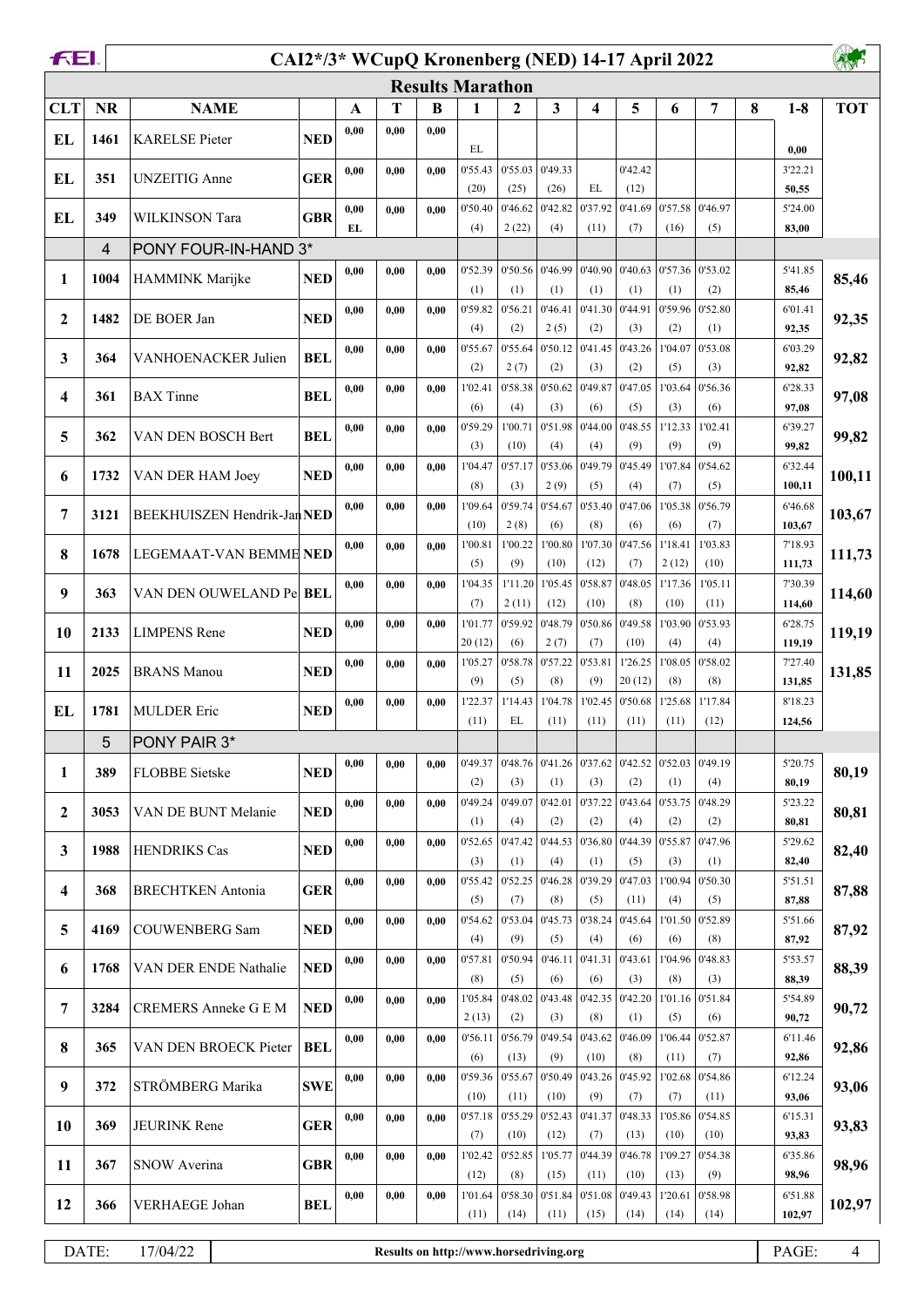# CAI2*/3* WCupQ Kronenberg (NED) 14-17 April 2022

## Results Marathon

| CLT | NR | NAME | | A | T | B | 1 | 2 | 3 | 4 | 5 | 6 | 7 | 8 | 1-8 | TOT |
|---|---|---|---|---|---|---|---|---|---|---|---|---|---|---|---|---|
| EL | 1461 | KARELSE Pieter | NED | 0,00 | 0,00 | 0,00 | EL | | | | | | | | 0,00 | |
| EL | 351 | UNZEITIG Anne | GER | 0,00 | 0,00 | 0,00 | 0'55.43 (20) | 0'55.03 (25) | 0'49.33 (26) | EL | 0'42.42 (12) | | | | 3'22.21 50,55 | |
| EL | 349 | WILKINSON Tara | GBR | 0,00 EL | 0,00 | 0,00 | 0'50.40 (4) | 0'46.62 2 (22) | 0'42.82 (4) | 0'37.92 (11) | 0'41.69 (7) | 0'57.58 (16) | 0'46.97 (5) | | 5'24.00 83,00 | |
| | 4 | PONY FOUR-IN-HAND 3* | | | | | | | | | | | | | | |
| 1 | 1004 | HAMMINK Marijke | NED | 0,00 | 0,00 | 0,00 | 0'52.39 (1) | 0'50.56 (1) | 0'46.99 (1) | 0'40.90 (1) | 0'40.63 (1) | 0'57.36 (1) | 0'53.02 (2) | | 5'41.85 85,46 | 85,46 |
| 2 | 1482 | DE BOER Jan | NED | 0,00 | 0,00 | 0,00 | 0'59.82 (4) | 0'56.21 (2) | 0'46.41 2 (5) | 0'41.30 (2) | 0'44.91 (3) | 0'59.96 (2) | 0'52.80 (1) | | 6'01.41 92,35 | 92,35 |
| 3 | 364 | VANHOENACKER Julien | BEL | 0,00 | 0,00 | 0,00 | 0'55.67 (2) | 0'55.64 2 (7) | 0'50.12 (2) | 0'41.45 (3) | 0'43.26 (2) | 1'04.07 (5) | 0'53.08 (3) | | 6'03.29 92,82 | 92,82 |
| 4 | 361 | BAX Tinne | BEL | 0,00 | 0,00 | 0,00 | 1'02.41 (6) | 0'58.38 (4) | 0'50.62 (3) | 0'49.87 (6) | 0'47.05 (5) | 1'03.64 (3) | 0'56.36 (6) | | 6'28.33 97,08 | 97,08 |
| 5 | 362 | VAN DEN BOSCH Bert | BEL | 0,00 | 0,00 | 0,00 | 0'59.29 (3) | 1'00.71 (10) | 0'51.98 (4) | 0'44.00 (4) | 0'48.55 (9) | 1'12.33 (9) | 1'02.41 (9) | | 6'39.27 99,82 | 99,82 |
| 6 | 1732 | VAN DER HAM Joey | NED | 0,00 | 0,00 | 0,00 | 1'04.47 (8) | 0'57.17 (3) | 0'53.06 2 (9) | 0'49.79 (5) | 0'45.49 (4) | 1'07.84 (7) | 0'54.62 (5) | | 6'32.44 100,11 | 100,11 |
| 7 | 3121 | BEEKHUISZEN Hendrik-Jan | NED | 0,00 | 0,00 | 0,00 | 1'09.64 (10) | 0'59.74 2 (8) | 0'54.67 (6) | 0'53.40 (8) | 0'47.06 (6) | 1'05.38 (6) | 0'56.79 (7) | | 6'46.68 103,67 | 103,67 |
| 8 | 1678 | LEGEMAAT-VAN BEMME | NED | 0,00 | 0,00 | 0,00 | 1'00.81 (5) | 1'00.22 (9) | 1'00.80 (10) | 1'07.30 (12) | 0'47.56 (7) | 1'18.41 2 (12) | 1'03.83 (10) | | 7'18.93 111,73 | 111,73 |
| 9 | 363 | VAN DEN OUWELAND Pe | BEL | 0,00 | 0,00 | 0,00 | 1'04.35 (7) | 1'11.20 2 (11) | 1'05.45 (12) | 0'58.87 (10) | 0'48.05 (8) | 1'17.36 (10) | 1'05.11 (11) | | 7'30.39 114,60 | 114,60 |
| 10 | 2133 | LIMPENS Rene | NED | 0,00 | 0,00 | 0,00 | 1'01.77 20 (12) | 0'59.92 (6) | 0'48.79 2 (7) | 0'50.86 (7) | 0'49.58 (10) | 1'03.90 (4) | 0'53.93 (4) | | 6'28.75 119,19 | 119,19 |
| 11 | 2025 | BRANS Manou | NED | 0,00 | 0,00 | 0,00 | 1'05.27 (9) | 0'58.78 (5) | 0'57.22 (8) | 0'53.81 (9) | 1'26.25 20 (12) | 1'08.05 (8) | 0'58.02 (8) | | 7'27.40 131,85 | 131,85 |
| EL | 1781 | MULDER Eric | NED | 0,00 | 0,00 | 0,00 | 1'22.37 (11) | 1'14.43 EL | 1'04.78 (11) | 1'02.45 (11) | 0'50.68 (11) | 1'25.68 (11) | 1'17.84 (12) | | 8'18.23 124,56 | |
| | 5 | PONY PAIR 3* | | | | | | | | | | | | | | |
| 1 | 389 | FLOBBE Sietske | NED | 0,00 | 0,00 | 0,00 | 0'49.37 (2) | 0'48.76 (3) | 0'41.26 (1) | 0'37.62 (3) | 0'42.52 (2) | 0'52.03 (1) | 0'49.19 (4) | | 5'20.75 80,19 | 80,19 |
| 2 | 3053 | VAN DE BUNT Melanie | NED | 0,00 | 0,00 | 0,00 | 0'49.24 (1) | 0'49.07 (4) | 0'42.01 (2) | 0'37.22 (2) | 0'43.64 (4) | 0'53.75 (2) | 0'48.29 (2) | | 5'23.22 80,81 | 80,81 |
| 3 | 1988 | HENDRIKS Cas | NED | 0,00 | 0,00 | 0,00 | 0'52.65 (3) | 0'47.42 (1) | 0'44.53 (4) | 0'36.80 (1) | 0'44.39 (5) | 0'55.87 (3) | 0'47.96 (1) | | 5'29.62 82,40 | 82,40 |
| 4 | 368 | BRECHTKEN Antonia | GER | 0,00 | 0,00 | 0,00 | 0'55.42 (5) | 0'52.25 (7) | 0'46.28 (8) | 0'39.29 (5) | 0'47.03 (11) | 1'00.94 (4) | 0'50.30 (5) | | 5'51.51 87,88 | 87,88 |
| 5 | 4169 | COUWENBERG Sam | NED | 0,00 | 0,00 | 0,00 | 0'54.62 (4) | 0'53.04 (9) | 0'45.73 (5) | 0'38.24 (4) | 0'45.64 (6) | 1'01.50 (6) | 0'52.89 (8) | | 5'51.66 87,92 | 87,92 |
| 6 | 1768 | VAN DER ENDE Nathalie | NED | 0,00 | 0,00 | 0,00 | 0'57.81 (8) | 0'50.94 (5) | 0'46.11 (6) | 0'41.31 (6) | 0'43.61 (3) | 1'04.96 (8) | 0'48.83 (3) | | 5'53.57 88,39 | 88,39 |
| 7 | 3284 | CREMERS Anneke G E M | NED | 0,00 | 0,00 | 0,00 | 1'05.84 2 (13) | 0'48.02 (2) | 0'43.48 (3) | 0'42.35 (8) | 0'42.20 (1) | 1'01.16 (5) | 0'51.84 (6) | | 5'54.89 90,72 | 90,72 |
| 8 | 365 | VAN DEN BROECK Pieter | BEL | 0,00 | 0,00 | 0,00 | 0'56.11 (6) | 0'56.79 (13) | 0'49.54 (9) | 0'43.62 (10) | 0'46.09 (8) | 1'06.44 (11) | 0'52.87 (7) | | 6'11.46 92,86 | 92,86 |
| 9 | 372 | STRÖMBERG Marika | SWE | 0,00 | 0,00 | 0,00 | 0'59.36 (10) | 0'55.67 (11) | 0'50.49 (10) | 0'43.26 (9) | 0'45.92 (7) | 1'02.68 (7) | 0'54.86 (11) | | 6'12.24 93,06 | 93,06 |
| 10 | 369 | JEURINK Rene | GER | 0,00 | 0,00 | 0,00 | 0'57.18 (7) | 0'55.29 (10) | 0'52.43 (12) | 0'41.37 (7) | 0'48.33 (13) | 1'05.86 (10) | 0'54.85 (10) | | 6'15.31 93,83 | 93,83 |
| 11 | 367 | SNOW Averina | GBR | 0,00 | 0,00 | 0,00 | 1'02.42 (12) | 0'52.85 (8) | 1'05.77 (15) | 0'44.39 (11) | 0'46.78 (10) | 1'09.27 (13) | 0'54.38 (9) | | 6'35.86 98,96 | 98,96 |
| 12 | 366 | VERHAEGE Johan | BEL | 0,00 | 0,00 | 0,00 | 1'01.64 (11) | 0'58.30 (14) | 0'51.84 (11) | 0'51.08 (15) | 0'49.43 (14) | 1'20.61 (14) | 0'58.98 (14) | | 6'51.88 102,97 | 102,97 |

DATE: 17/04/22 — Results on http://www.horsedriving.org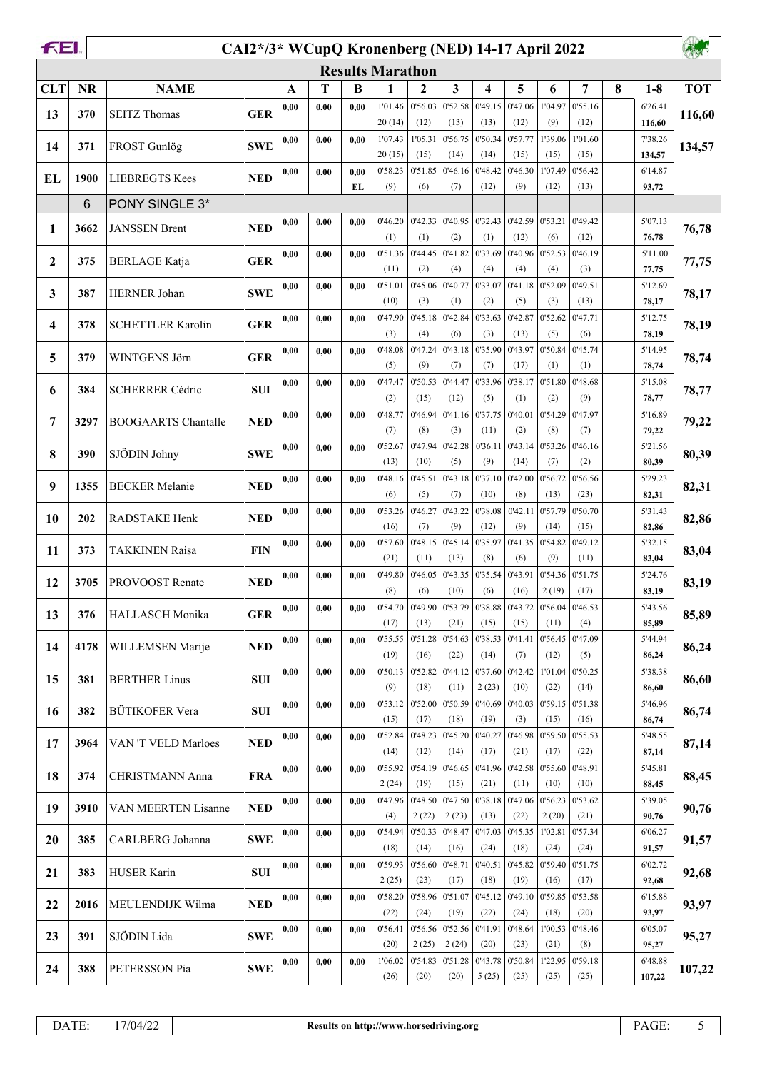# CAI2*/3* WCupQ Kronenberg (NED) 14-17 April 2022

## Results Marathon

| CLT | NR | NAME | | A | T | B | 1 | 2 | 3 | 4 | 5 | 6 | 7 | 8 | 1-8 | TOT |
|---|---|---|---|---|---|---|---|---|---|---|---|---|---|---|---|---|
| 13 | 370 | SEITZ Thomas | GER | 0,00 | 0,00 | 0,00 | 1'01.46 20 (14) | 0'56.03 (12) | 0'52.58 (13) | 0'49.15 (13) | 0'47.06 (12) | 1'04.97 (9) | 0'55.16 (12) | | 6'26.41 116,60 | 116,60 |
| 14 | 371 | FROST Gunlög | SWE | 0,00 | 0,00 | 0,00 | 1'07.43 20 (15) | 1'05.31 (15) | 0'56.75 (14) | 0'50.34 (14) | 0'57.77 (15) | 1'39.06 (15) | 1'01.60 (15) | | 7'38.26 134,57 | 134,57 |
| EL | 1900 | LIEBREGTS Kees | NED | 0,00 | 0,00 | 0,00 EL | 0'58.23 (9) | 0'51.85 (6) | 0'46.16 (7) | 0'48.42 (12) | 0'46.30 (9) | 1'07.49 (12) | 0'56.42 (13) | | 6'14.87 93,72 | |
| | 6 | PONY SINGLE 3* | | | | | | | | | | | | | | |
| 1 | 3662 | JANSSEN Brent | NED | 0,00 | 0,00 | 0,00 | 0'46.20 (1) | 0'42.33 (1) | 0'40.95 (2) | 0'32.43 (1) | 0'42.59 (12) | 0'53.21 (6) | 0'49.42 (12) | | 5'07.13 76,78 | 76,78 |
| 2 | 375 | BERLAGE Katja | GER | 0,00 | 0,00 | 0,00 | 0'51.36 (11) | 0'44.45 (2) | 0'41.82 (4) | 0'33.69 (4) | 0'40.96 (4) | 0'52.53 (4) | 0'46.19 (3) | | 5'11.00 77,75 | 77,75 |
| 3 | 387 | HERNER Johan | SWE | 0,00 | 0,00 | 0,00 | 0'51.01 (10) | 0'45.06 (3) | 0'40.77 (1) | 0'33.07 (2) | 0'41.18 (5) | 0'52.09 (3) | 0'49.51 (13) | | 5'12.69 78,17 | 78,17 |
| 4 | 378 | SCHETTLER Karolin | GER | 0,00 | 0,00 | 0,00 | 0'47.90 (3) | 0'45.18 (4) | 0'42.84 (6) | 0'33.63 (3) | 0'42.87 (13) | 0'52.62 (5) | 0'47.71 (6) | | 5'12.75 78,19 | 78,19 |
| 5 | 379 | WINTGENS Jörn | GER | 0,00 | 0,00 | 0,00 | 0'48.08 (5) | 0'47.24 (9) | 0'43.18 (7) | 0'35.90 (7) | 0'43.97 (17) | 0'50.84 (1) | 0'45.74 (1) | | 5'14.95 78,74 | 78,74 |
| 6 | 384 | SCHERRER Cédric | SUI | 0,00 | 0,00 | 0,00 | 0'47.47 (2) | 0'50.53 (15) | 0'44.47 (12) | 0'33.96 (5) | 0'38.17 (1) | 0'51.80 (2) | 0'48.68 (9) | | 5'15.08 78,77 | 78,77 |
| 7 | 3297 | BOOGAARTS Chantalle | NED | 0,00 | 0,00 | 0,00 | 0'48.77 (7) | 0'46.94 (8) | 0'41.16 (3) | 0'37.75 (11) | 0'40.01 (2) | 0'54.29 (8) | 0'47.97 (7) | | 5'16.89 79,22 | 79,22 |
| 8 | 390 | SJÖDIN Johny | SWE | 0,00 | 0,00 | 0,00 | 0'52.67 (13) | 0'47.94 (10) | 0'42.28 (5) | 0'36.11 (9) | 0'43.14 (14) | 0'53.26 (7) | 0'46.16 (2) | | 5'21.56 80,39 | 80,39 |
| 9 | 1355 | BECKER Melanie | NED | 0,00 | 0,00 | 0,00 | 0'48.16 (6) | 0'45.51 (5) | 0'43.18 (7) | 0'37.10 (10) | 0'42.00 (8) | 0'56.72 (13) | 0'56.56 (23) | | 5'29.23 82,31 | 82,31 |
| 10 | 202 | RADSTAKE Henk | NED | 0,00 | 0,00 | 0,00 | 0'53.26 (16) | 0'46.27 (7) | 0'43.22 (9) | 0'38.08 (12) | 0'42.11 (9) | 0'57.79 (14) | 0'50.70 (15) | | 5'31.43 82,86 | 82,86 |
| 11 | 373 | TAKKINEN Raisa | FIN | 0,00 | 0,00 | 0,00 | 0'57.60 (21) | 0'48.15 (11) | 0'45.14 (13) | 0'35.97 (8) | 0'41.35 (6) | 0'54.82 (9) | 0'49.12 (11) | | 5'32.15 83,04 | 83,04 |
| 12 | 3705 | PROVOOST Renate | NED | 0,00 | 0,00 | 0,00 | 0'49.80 (8) | 0'46.05 (6) | 0'43.35 (10) | 0'35.54 (6) | 0'43.91 (16) | 0'54.36 2 (19) | 0'51.75 (17) | | 5'24.76 83,19 | 83,19 |
| 13 | 376 | HALLASCH Monika | GER | 0,00 | 0,00 | 0,00 | 0'54.70 (17) | 0'49.90 (13) | 0'53.79 (21) | 0'38.88 (15) | 0'43.72 (15) | 0'56.04 (11) | 0'46.53 (4) | | 5'43.56 85,89 | 85,89 |
| 14 | 4178 | WILLEMSEN Marije | NED | 0,00 | 0,00 | 0,00 | 0'55.55 (19) | 0'51.28 (16) | 0'54.63 (22) | 0'38.53 (14) | 0'41.41 (7) | 0'56.45 (12) | 0'47.09 (5) | | 5'44.94 86,24 | 86,24 |
| 15 | 381 | BERTHER Linus | SUI | 0,00 | 0,00 | 0,00 | 0'50.13 (9) | 0'52.82 (18) | 0'44.12 (11) | 0'37.60 2 (23) | 0'42.42 (10) | 1'01.04 (22) | 0'50.25 (14) | | 5'38.38 86,60 | 86,60 |
| 16 | 382 | BÜTIKOFER Vera | SUI | 0,00 | 0,00 | 0,00 | 0'53.12 (15) | 0'52.00 (17) | 0'50.59 (18) | 0'40.69 (19) | 0'40.03 (3) | 0'59.15 (15) | 0'51.38 (16) | | 5'46.96 86,74 | 86,74 |
| 17 | 3964 | VAN 'T VELD Marloes | NED | 0,00 | 0,00 | 0,00 | 0'52.84 (14) | 0'48.23 (12) | 0'45.20 (14) | 0'40.27 (17) | 0'46.98 (21) | 0'59.50 (17) | 0'55.53 (22) | | 5'48.55 87,14 | 87,14 |
| 18 | 374 | CHRISTMANN Anna | FRA | 0,00 | 0,00 | 0,00 | 0'55.92 2 (24) | 0'54.19 (19) | 0'46.65 (15) | 0'41.96 (21) | 0'42.58 (11) | 0'55.60 (10) | 0'48.91 (10) | | 5'45.81 88,45 | 88,45 |
| 19 | 3910 | VAN MEERTEN Lisanne | NED | 0,00 | 0,00 | 0,00 | 0'47.96 (4) | 0'48.50 2 (22) | 0'47.50 2 (23) | 0'38.18 (13) | 0'47.06 (22) | 0'56.23 2 (20) | 0'53.62 (21) | | 5'39.05 90,76 | 90,76 |
| 20 | 385 | CARLBERG Johanna | SWE | 0,00 | 0,00 | 0,00 | 0'54.94 (18) | 0'50.33 (14) | 0'48.47 (16) | 0'47.03 (24) | 0'45.35 (18) | 1'02.81 (24) | 0'57.34 (24) | | 6'06.27 91,57 | 91,57 |
| 21 | 383 | HUSER Karin | SUI | 0,00 | 0,00 | 0,00 | 0'59.93 2 (25) | 0'56.60 (23) | 0'48.71 (17) | 0'40.51 (18) | 0'45.82 (19) | 0'59.40 (16) | 0'51.75 (17) | | 6'02.72 92,68 | 92,68 |
| 22 | 2016 | MEULENDIJK Wilma | NED | 0,00 | 0,00 | 0,00 | 0'58.20 (22) | 0'58.96 (24) | 0'51.07 (19) | 0'45.12 (22) | 0'49.10 (24) | 0'59.85 (18) | 0'53.58 (20) | | 6'15.88 93,97 | 93,97 |
| 23 | 391 | SJÖDIN Lida | SWE | 0,00 | 0,00 | 0,00 | 0'56.41 (20) | 0'56.56 2 (25) | 0'52.56 2 (24) | 0'41.91 (20) | 0'48.64 (23) | 1'00.53 (21) | 0'48.46 (8) | | 6'05.07 95,27 | 95,27 |
| 24 | 388 | PETERSSON Pia | SWE | 0,00 | 0,00 | 0,00 | 1'06.02 (26) | 0'54.83 (20) | 0'51.28 (20) | 0'43.78 5 (25) | 0'50.84 (25) | 1'22.95 (25) | 0'59.18 (25) | | 6'48.88 107,22 | 107,22 |

DATE: 17/04/22 — Results on http://www.horsedriving.org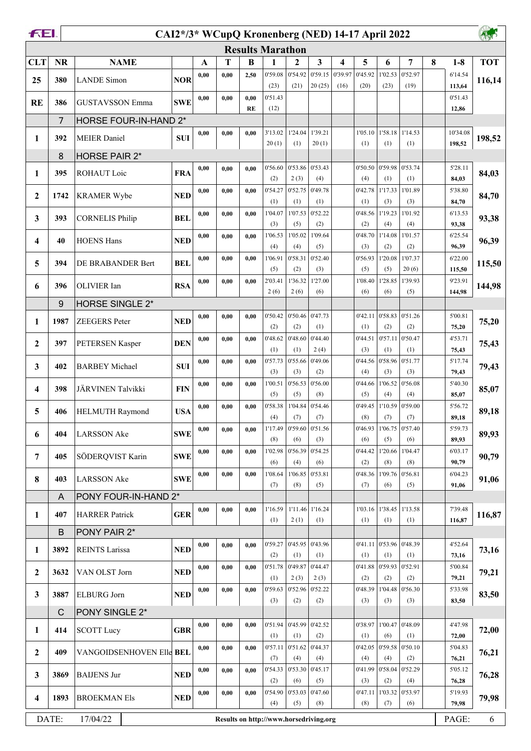# CAI2*/3* WCupQ Kronenberg (NED) 14-17 April 2022

## Results Marathon

| CLT | NR | NAME | | A | T | B | 1 | 2 | 3 | 4 | 5 | 6 | 7 | 8 | 1-8 | TOT |
|---|---|---|---|---|---|---|---|---|---|---|---|---|---|---|---|---|
| 25 | 380 | LANDE Simon | NOR | 0,00 | 0,00 | 2,50 | 0'59.08 (23) | 0'54.92 (21) | 0'59.15 20 (25) | 0'39.97 (16) | 0'45.92 (20) | 1'02.53 (23) | 0'52.97 (19) | | 6'14.54 **113,64** | 116,14 |
| RE | 386 | GUSTAVSSON Emma | SWE | 0,00 | 0,00 | 0,00 RE | 0'51.43 (12) | | | | | | | | 0'51.43 **12,86** | |
| | 7 | HORSE FOUR-IN-HAND 2* | | | | | | | | | | | | | | |
| 1 | 392 | MEIER Daniel | SUI | 0,00 | 0,00 | 0,00 | 3'13.02 20 (1) | 1'24.04 (1) | 1'39.21 20 (1) | | 1'05.10 (1) | 1'58.18 (1) | 1'14.53 (1) | | 10'34.08 **198,52** | 198,52 |
| | 8 | HORSE PAIR 2* | | | | | | | | | | | | | | |
| 1 | 395 | ROHAUT Loic | FRA | 0,00 | 0,00 | 0,00 | 0'56.60 (2) | 0'53.86 2 (3) | 0'53.43 (4) | | 0'50.50 (4) | 0'59.98 (1) | 0'53.74 (1) | | 5'28.11 **84,03** | 84,03 |
| 2 | 1742 | KRAMER Wybe | NED | 0,00 | 0,00 | 0,00 | 0'54.27 (1) | 0'52.75 (1) | 0'49.78 (1) | | 0'42.78 (1) | 1'17.33 (3) | 1'01.89 (3) | | 5'38.80 **84,70** | 84,70 |
| 3 | 393 | CORNELIS Philip | BEL | 0,00 | 0,00 | 0,00 | 1'04.07 (3) | 1'07.53 (5) | 0'52.22 (2) | | 0'48.56 (2) | 1'19.23 (4) | 1'01.92 (4) | | 6'13.53 **93,38** | 93,38 |
| 4 | 40 | HOENS Hans | NED | 0,00 | 0,00 | 0,00 | 1'06.53 (4) | 1'05.02 (4) | 1'09.64 (5) | | 0'48.70 (3) | 1'14.08 (2) | 1'01.57 (2) | | 6'25.54 **96,39** | 96,39 |
| 5 | 394 | DE BRABANDER Bert | BEL | 0,00 | 0,00 | 0,00 | 1'06.91 (5) | 0'58.31 (2) | 0'52.40 (3) | | 0'56.93 (5) | 1'20.08 (5) | 1'07.37 20 (6) | | 6'22.00 **115,50** | 115,50 |
| 6 | 396 | OLIVIER Ian | RSA | 0,00 | 0,00 | 0,00 | 2'03.41 2 (6) | 1'36.32 2 (6) | 1'27.00 (6) | | 1'08.40 (6) | 1'28.85 (6) | 1'39.93 (5) | | 9'23.91 **144,98** | 144,98 |
| | 9 | HORSE SINGLE 2* | | | | | | | | | | | | | | |
| 1 | 1987 | ZEEGERS Peter | NED | 0,00 | 0,00 | 0,00 | 0'50.42 (2) | 0'50.46 (2) | 0'47.73 (1) | | 0'42.11 (1) | 0'58.83 (2) | 0'51.26 (2) | | 5'00.81 **75,20** | 75,20 |
| 2 | 397 | PETERSEN Kasper | DEN | 0,00 | 0,00 | 0,00 | 0'48.62 (1) | 0'48.60 (1) | 0'44.40 2 (4) | | 0'44.51 (3) | 0'57.11 (1) | 0'50.47 (1) | | 4'53.71 **75,43** | 75,43 |
| 3 | 402 | BARBEY Michael | SUI | 0,00 | 0,00 | 0,00 | 0'57.73 (3) | 0'55.66 (3) | 0'49.06 (2) | | 0'44.56 (4) | 0'58.96 (3) | 0'51.77 (3) | | 5'17.74 **79,43** | 79,43 |
| 4 | 398 | JÄRVINEN Talvikki | FIN | 0,00 | 0,00 | 0,00 | 1'00.51 (5) | 0'56.53 (5) | 0'56.00 (8) | | 0'44.66 (5) | 1'06.52 (4) | 0'56.08 (4) | | 5'40.30 **85,07** | 85,07 |
| 5 | 406 | HELMUTH Raymond | USA | 0,00 | 0,00 | 0,00 | 0'58.38 (4) | 1'04.84 (7) | 0'54.46 (7) | | 0'49.45 (8) | 1'10.59 (7) | 0'59.00 (7) | | 5'56.72 **89,18** | 89,18 |
| 6 | 404 | LARSSON Ake | SWE | 0,00 | 0,00 | 0,00 | 1'17.49 (8) | 0'59.60 (6) | 0'51.56 (3) | | 0'46.93 (6) | 1'06.75 (5) | 0'57.40 (6) | | 5'59.73 **89,93** | 89,93 |
| 7 | 405 | SÖDERQVIST Karin | SWE | 0,00 | 0,00 | 0,00 | 1'02.98 (6) | 0'56.39 (4) | 0'54.25 (6) | | 0'44.42 (2) | 1'20.66 (8) | 1'04.47 (8) | | 6'03.17 **90,79** | 90,79 |
| 8 | 403 | LARSSON Ake | SWE | 0,00 | 0,00 | 0,00 | 1'08.64 (7) | 1'06.85 (8) | 0'53.81 (5) | | 0'48.36 (7) | 1'09.76 (6) | 0'56.81 (5) | | 6'04.23 **91,06** | 91,06 |
| | A | PONY FOUR-IN-HAND 2* | | | | | | | | | | | | | | |
| 1 | 407 | HARRER Patrick | GER | 0,00 | 0,00 | 0,00 | 1'16.59 (1) | 1'11.46 2 (1) | 1'16.24 (1) | | 1'03.16 (1) | 1'38.45 (1) | 1'13.58 (1) | | 7'39.48 **116,87** | 116,87 |
| | B | PONY PAIR 2* | | | | | | | | | | | | | | |
| 1 | 3892 | REINTS Larissa | NED | 0,00 | 0,00 | 0,00 | 0'59.27 (2) | 0'45.95 (1) | 0'43.96 (1) | | 0'41.11 (1) | 0'53.96 (1) | 0'48.39 (1) | | 4'52.64 **73,16** | 73,16 |
| 2 | 3632 | VAN OLST Jorn | NED | 0,00 | 0,00 | 0,00 | 0'51.78 (1) | 0'49.87 2 (3) | 0'44.47 2 (3) | | 0'41.88 (2) | 0'59.93 (2) | 0'52.91 (2) | | 5'00.84 **79,21** | 79,21 |
| 3 | 3887 | ELBURG Jorn | NED | 0,00 | 0,00 | 0,00 | 0'59.63 (3) | 0'52.96 (2) | 0'52.22 (2) | | 0'48.39 (3) | 1'04.48 (3) | 0'56.30 (3) | | 5'33.98 **83,50** | 83,50 |
| | C | PONY SINGLE 2* | | | | | | | | | | | | | | |
| 1 | 414 | SCOTT Lucy | GBR | 0,00 | 0,00 | 0,00 | 0'51.94 (1) | 0'45.99 (1) | 0'42.52 (2) | | 0'38.97 (1) | 1'00.47 (6) | 0'48.09 (1) | | 4'47.98 **72,00** | 72,00 |
| 2 | 409 | VANGOIDSENHOVEN Elle | BEL | 0,00 | 0,00 | 0,00 | 0'57.11 (7) | 0'51.62 (4) | 0'44.37 (4) | | 0'42.05 (4) | 0'59.58 (4) | 0'50.10 (2) | | 5'04.83 **76,21** | 76,21 |
| 3 | 3869 | BAIJENS Jur | NED | 0,00 | 0,00 | 0,00 | 0'54.33 (2) | 0'53.30 (6) | 0'45.17 (5) | | 0'41.99 (3) | 0'58.04 (2) | 0'52.29 (4) | | 5'05.12 **76,28** | 76,28 |
| 4 | 1893 | BROEKMAN Els | NED | 0,00 | 0,00 | 0,00 | 0'54.90 (4) | 0'53.03 (5) | 0'47.60 (8) | | 0'47.11 (8) | 1'03.32 (7) | 0'53.97 (6) | | 5'19.93 **79,98** | 79,98 |

DATE: 17/04/22 — Results on http://www.horsedriving.org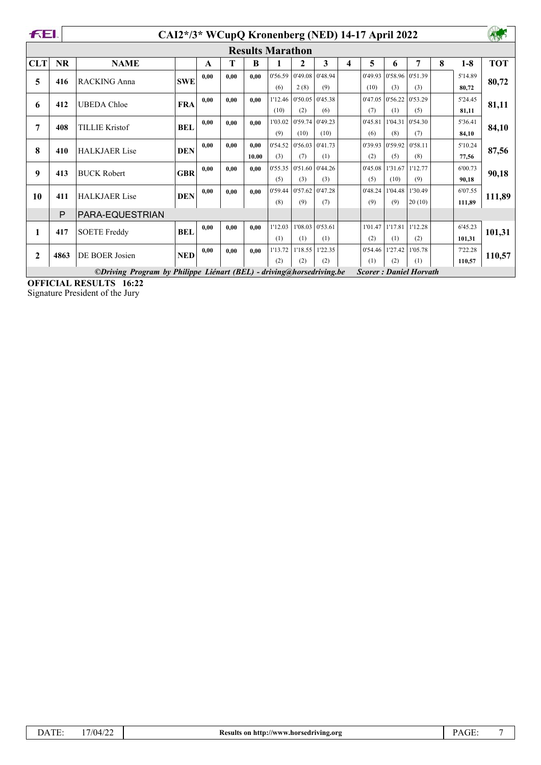# CAI2*/3* WCupQ Kronenberg (NED) 14-17 April 2022

## Results Marathon

| CLT | NR | NAME | | A | T | B | 1 | 2 | 3 | 4 | 5 | 6 | 7 | 8 | 1-8 | TOT |
|---|---|---|---|---|---|---|---|---|---|---|---|---|---|---|---|---|
| 5 | 416 | RACKING Anna | SWE | 0,00 | 0,00 | 0,00 | 0'56.59 (6) | 0'49.08 2 (8) | 0'48.94 (9) | | 0'49.93 (10) | 0'58.96 (3) | 0'51.39 (3) | | 5'14.89 80,72 | 80,72 |
| 6 | 412 | UBEDA Chloe | FRA | 0,00 | 0,00 | 0,00 | 1'12.46 (10) | 0'50.05 (2) | 0'45.38 (6) | | 0'47.05 (7) | 0'56.22 (1) | 0'53.29 (5) | | 5'24.45 81,11 | 81,11 |
| 7 | 408 | TILLIE Kristof | BEL | 0,00 | 0,00 | 0,00 | 1'03.02 (9) | 0'59.74 (10) | 0'49.23 (10) | | 0'45.81 (6) | 1'04.31 (8) | 0'54.30 (7) | | 5'36.41 84,10 | 84,10 |
| 8 | 410 | HALKJAER Lise | DEN | 0,00 | 0,00 | 0,00 10.00 | 0'54.52 (3) | 0'56.03 (7) | 0'41.73 (1) | | 0'39.93 (2) | 0'59.92 (5) | 0'58.11 (8) | | 5'10.24 77,56 | 87,56 |
| 9 | 413 | BUCK Robert | GBR | 0,00 | 0,00 | 0,00 | 0'55.35 (5) | 0'51.60 (3) | 0'44.26 (3) | | 0'45.08 (5) | 1'31.67 (10) | 1'12.77 (9) | | 6'00.73 90,18 | 90,18 |
| 10 | 411 | HALKJAER Lise | DEN | 0,00 | 0,00 | 0,00 | 0'59.44 (8) | 0'57.62 (9) | 0'47.28 (7) | | 0'48.24 (9) | 1'04.48 (9) | 1'30.49 20 (10) | | 6'07.55 111,89 | 111,89 |
| | P | PARA-EQUESTRIAN | | | | | | | | | | | | | | |
| 1 | 417 | SOETE Freddy | BEL | 0,00 | 0,00 | 0,00 | 1'12.03 (1) | 1'08.03 (1) | 0'53.61 (1) | | 1'01.47 (2) | 1'17.81 (1) | 1'12.28 (2) | | 6'45.23 101,31 | 101,31 |
| 2 | 4863 | DE BOER Josien | NED | 0,00 | 0,00 | 0,00 | 1'13.72 (2) | 1'18.55 (2) | 1'22.35 (2) | | 0'54.46 (1) | 1'27.42 (2) | 1'05.78 (1) | | 7'22.28 110,57 | 110,57 |

*©Driving Program by Philippe Liénart (BEL) - driving@horsedriving.be* *Scorer : Daniel Horvath*

**OFFICIAL RESULTS 16:22**

Signature President of the Jury

DATE: 17/04/22 — **Results on http://www.horsedriving.org**